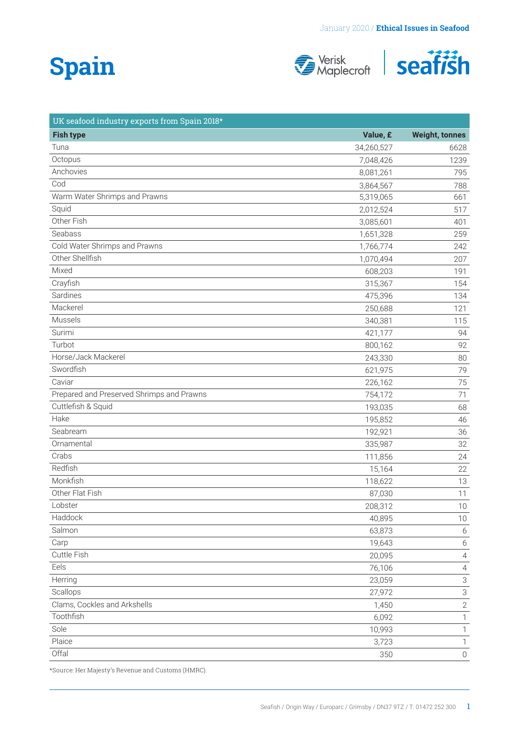# Spain

| UK seafood industry exports from Spain 2018* | | |
|---|---|---|
| **Fish type** | **Value, £** | **Weight, tonnes** |
| Tuna | 34,260,527 | 6628 |
| Octopus | 7,048,426 | 1239 |
| Anchovies | 8,081,261 | 795 |
| Cod | 3,864,567 | 788 |
| Warm Water Shrimps and Prawns | 5,319,065 | 661 |
| Squid | 2,012,524 | 517 |
| Other Fish | 3,085,601 | 401 |
| Seabass | 1,651,328 | 259 |
| Cold Water Shrimps and Prawns | 1,766,774 | 242 |
| Other Shellfish | 1,070,494 | 207 |
| Mixed | 608,203 | 191 |
| Crayfish | 315,367 | 154 |
| Sardines | 475,396 | 134 |
| Mackerel | 250,688 | 121 |
| Mussels | 340,381 | 115 |
| Surimi | 421,177 | 94 |
| Turbot | 800,162 | 92 |
| Horse/Jack Mackerel | 243,330 | 80 |
| Swordfish | 621,975 | 79 |
| Caviar | 226,162 | 75 |
| Prepared and Preserved Shrimps and Prawns | 754,172 | 71 |
| Cuttlefish & Squid | 193,035 | 68 |
| Hake | 195,852 | 46 |
| Seabream | 192,921 | 36 |
| Ornamental | 335,987 | 32 |
| Crabs | 111,856 | 24 |
| Redfish | 15,164 | 22 |
| Monkfish | 118,622 | 13 |
| Other Flat Fish | 87,030 | 11 |
| Lobster | 208,312 | 10 |
| Haddock | 40,895 | 10 |
| Salmon | 63,873 | 6 |
| Carp | 19,643 | 6 |
| Cuttle Fish | 20,095 | 4 |
| Eels | 76,106 | 4 |
| Herring | 23,059 | 3 |
| Scallops | 27,972 | 3 |
| Clams, Cockles and Arkshells | 1,450 | 2 |
| Toothfish | 6,092 | 1 |
| Sole | 10,993 | 1 |
| Plaice | 3,723 | 1 |
| Offal | 350 | 0 |

*Source: Her Majesty's Revenue and Customs (HMRC).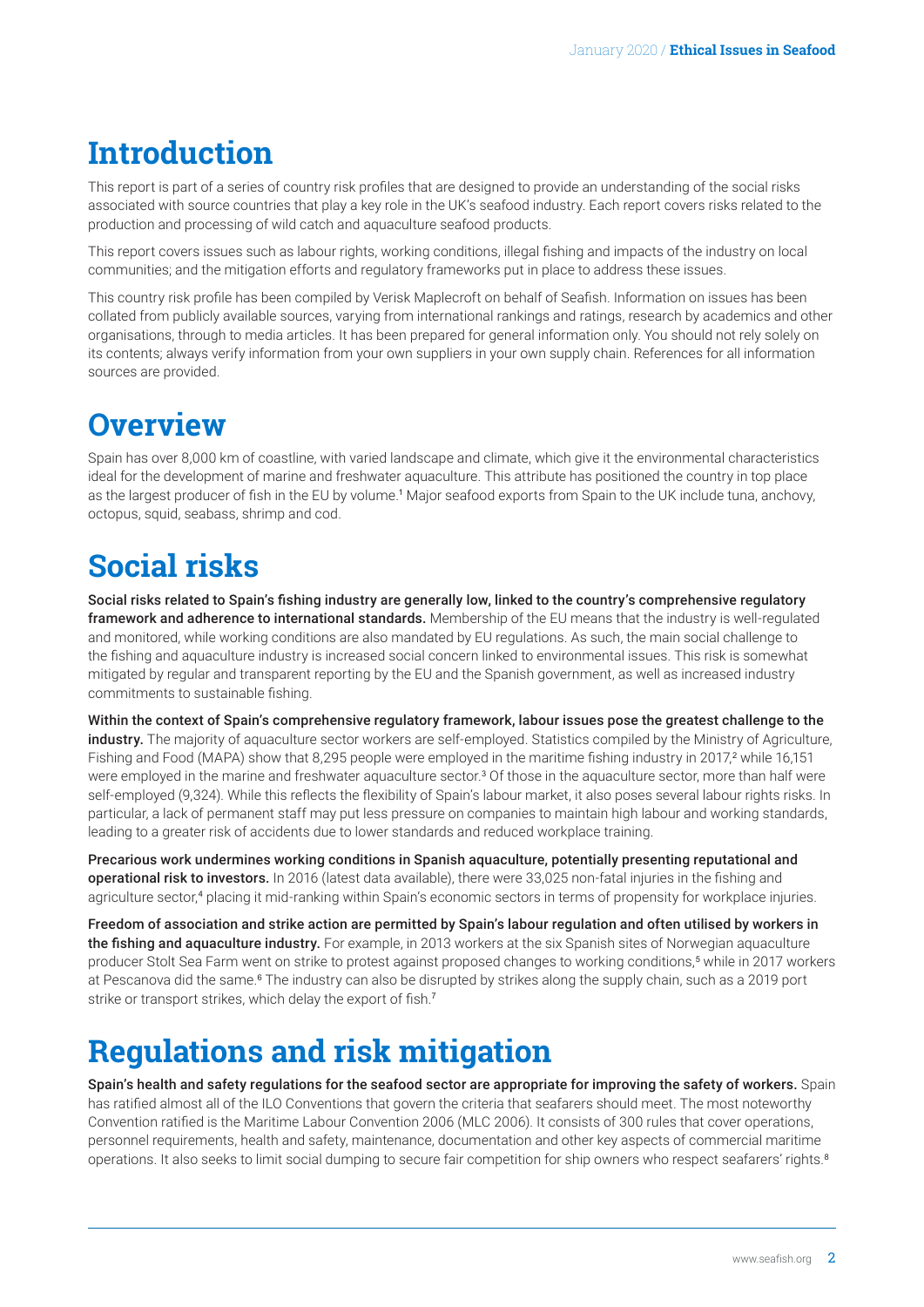# Introduction

This report is part of a series of country risk profiles that are designed to provide an understanding of the social risks associated with source countries that play a key role in the UK's seafood industry. Each report covers risks related to the production and processing of wild catch and aquaculture seafood products.

This report covers issues such as labour rights, working conditions, illegal fishing and impacts of the industry on local communities; and the mitigation efforts and regulatory frameworks put in place to address these issues.

This country risk profile has been compiled by Verisk Maplecroft on behalf of Seafish. Information on issues has been collated from publicly available sources, varying from international rankings and ratings, research by academics and other organisations, through to media articles. It has been prepared for general information only. You should not rely solely on its contents; always verify information from your own suppliers in your own supply chain. References for all information sources are provided.

# Overview

Spain has over 8,000 km of coastline, with varied landscape and climate, which give it the environmental characteristics ideal for the development of marine and freshwater aquaculture. This attribute has positioned the country in top place as the largest producer of fish in the EU by volume.[1] Major seafood exports from Spain to the UK include tuna, anchovy, octopus, squid, seabass, shrimp and cod.

# Social risks

**Social risks related to Spain's fishing industry are generally low, linked to the country's comprehensive regulatory framework and adherence to international standards.** Membership of the EU means that the industry is well-regulated and monitored, while working conditions are also mandated by EU regulations. As such, the main social challenge to the fishing and aquaculture industry is increased social concern linked to environmental issues. This risk is somewhat mitigated by regular and transparent reporting by the EU and the Spanish government, as well as increased industry commitments to sustainable fishing.

**Within the context of Spain's comprehensive regulatory framework, labour issues pose the greatest challenge to the industry.** The majority of aquaculture sector workers are self-employed. Statistics compiled by the Ministry of Agriculture, Fishing and Food (MAPA) show that 8,295 people were employed in the maritime fishing industry in 2017,[2] while 16,151 were employed in the marine and freshwater aquaculture sector.[3] Of those in the aquaculture sector, more than half were self-employed (9,324). While this reflects the flexibility of Spain's labour market, it also poses several labour rights risks. In particular, a lack of permanent staff may put less pressure on companies to maintain high labour and working standards, leading to a greater risk of accidents due to lower standards and reduced workplace training.

**Precarious work undermines working conditions in Spanish aquaculture, potentially presenting reputational and operational risk to investors.** In 2016 (latest data available), there were 33,025 non-fatal injuries in the fishing and agriculture sector,[4] placing it mid-ranking within Spain's economic sectors in terms of propensity for workplace injuries.

**Freedom of association and strike action are permitted by Spain's labour regulation and often utilised by workers in the fishing and aquaculture industry.** For example, in 2013 workers at the six Spanish sites of Norwegian aquaculture producer Stolt Sea Farm went on strike to protest against proposed changes to working conditions,[5] while in 2017 workers at Pescanova did the same.[6] The industry can also be disrupted by strikes along the supply chain, such as a 2019 port strike or transport strikes, which delay the export of fish.[7]

# Regulations and risk mitigation

**Spain's health and safety regulations for the seafood sector are appropriate for improving the safety of workers.** Spain has ratified almost all of the ILO Conventions that govern the criteria that seafarers should meet. The most noteworthy Convention ratified is the Maritime Labour Convention 2006 (MLC 2006). It consists of 300 rules that cover operations, personnel requirements, health and safety, maintenance, documentation and other key aspects of commercial maritime operations. It also seeks to limit social dumping to secure fair competition for ship owners who respect seafarers' rights.[8]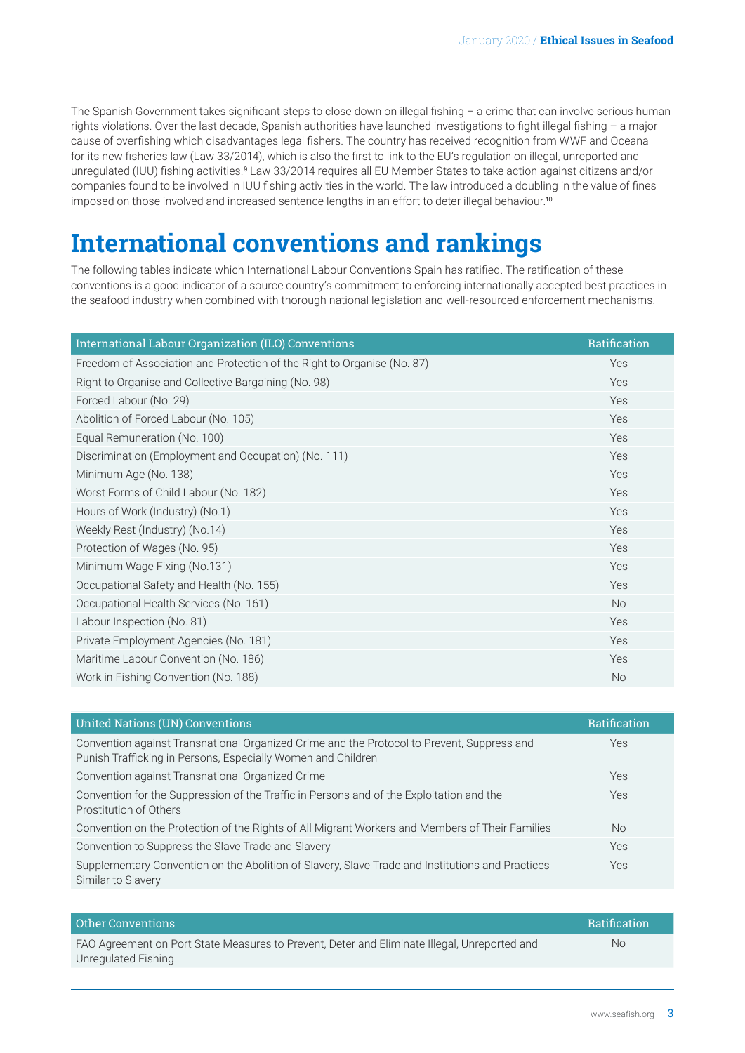The Spanish Government takes significant steps to close down on illegal fishing – a crime that can involve serious human rights violations. Over the last decade, Spanish authorities have launched investigations to fight illegal fishing – a major cause of overfishing which disadvantages legal fishers. The country has received recognition from WWF and Oceana for its new fisheries law (Law 33/2014), which is also the first to link to the EU's regulation on illegal, unreported and unregulated (IUU) fishing activities.[9] Law 33/2014 requires all EU Member States to take action against citizens and/or companies found to be involved in IUU fishing activities in the world. The law introduced a doubling in the value of fines imposed on those involved and increased sentence lengths in an effort to deter illegal behaviour.[10]

# International conventions and rankings

The following tables indicate which International Labour Conventions Spain has ratified. The ratification of these conventions is a good indicator of a source country's commitment to enforcing internationally accepted best practices in the seafood industry when combined with thorough national legislation and well-resourced enforcement mechanisms.

| International Labour Organization (ILO) Conventions | Ratification |
|---|---|
| Freedom of Association and Protection of the Right to Organise (No. 87) | Yes |
| Right to Organise and Collective Bargaining (No. 98) | Yes |
| Forced Labour (No. 29) | Yes |
| Abolition of Forced Labour (No. 105) | Yes |
| Equal Remuneration (No. 100) | Yes |
| Discrimination (Employment and Occupation) (No. 111) | Yes |
| Minimum Age (No. 138) | Yes |
| Worst Forms of Child Labour (No. 182) | Yes |
| Hours of Work (Industry) (No.1) | Yes |
| Weekly Rest (Industry) (No.14) | Yes |
| Protection of Wages (No. 95) | Yes |
| Minimum Wage Fixing (No.131) | Yes |
| Occupational Safety and Health (No. 155) | Yes |
| Occupational Health Services (No. 161) | No |
| Labour Inspection (No. 81) | Yes |
| Private Employment Agencies (No. 181) | Yes |
| Maritime Labour Convention (No. 186) | Yes |
| Work in Fishing Convention (No. 188) | No |

| United Nations (UN) Conventions | Ratification |
|---|---|
| Convention against Transnational Organized Crime and the Protocol to Prevent, Suppress and Punish Trafficking in Persons, Especially Women and Children | Yes |
| Convention against Transnational Organized Crime | Yes |
| Convention for the Suppression of the Traffic in Persons and of the Exploitation and the Prostitution of Others | Yes |
| Convention on the Protection of the Rights of All Migrant Workers and Members of Their Families | No |
| Convention to Suppress the Slave Trade and Slavery | Yes |
| Supplementary Convention on the Abolition of Slavery, Slave Trade and Institutions and Practices Similar to Slavery | Yes |

| Other Conventions | Ratification |
|---|---|
| FAO Agreement on Port State Measures to Prevent, Deter and Eliminate Illegal, Unreported and Unregulated Fishing | No |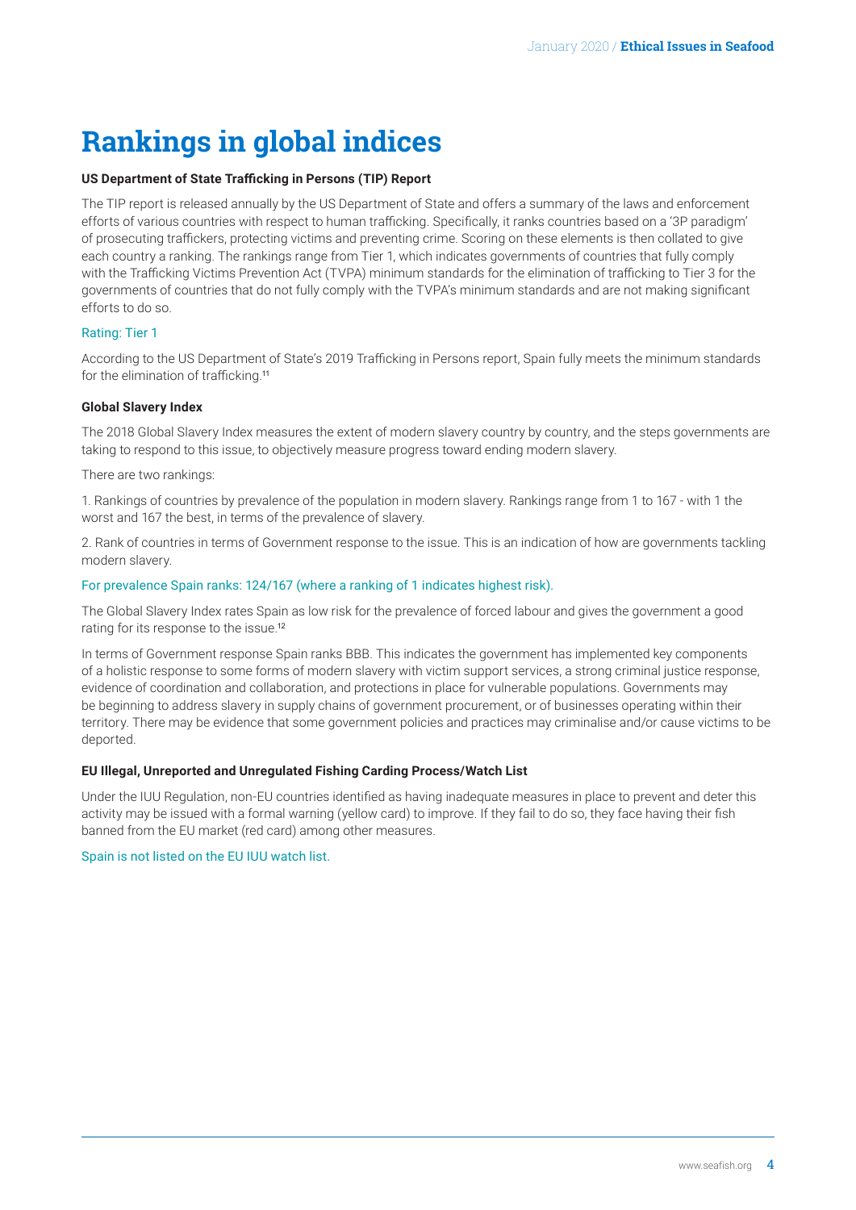# Rankings in global indices

**US Department of State Trafficking in Persons (TIP) Report**

The TIP report is released annually by the US Department of State and offers a summary of the laws and enforcement efforts of various countries with respect to human trafficking. Specifically, it ranks countries based on a '3P paradigm' of prosecuting traffickers, protecting victims and preventing crime. Scoring on these elements is then collated to give each country a ranking. The rankings range from Tier 1, which indicates governments of countries that fully comply with the Trafficking Victims Prevention Act (TVPA) minimum standards for the elimination of trafficking to Tier 3 for the governments of countries that do not fully comply with the TVPA's minimum standards and are not making significant efforts to do so.

Rating: Tier 1

According to the US Department of State's 2019 Trafficking in Persons report, Spain fully meets the minimum standards for the elimination of trafficking.[11]

**Global Slavery Index**

The 2018 Global Slavery Index measures the extent of modern slavery country by country, and the steps governments are taking to respond to this issue, to objectively measure progress toward ending modern slavery.

There are two rankings:

1. Rankings of countries by prevalence of the population in modern slavery. Rankings range from 1 to 167 - with 1 the worst and 167 the best, in terms of the prevalence of slavery.

2. Rank of countries in terms of Government response to the issue. This is an indication of how are governments tackling modern slavery.

For prevalence Spain ranks: 124/167 (where a ranking of 1 indicates highest risk).

The Global Slavery Index rates Spain as low risk for the prevalence of forced labour and gives the government a good rating for its response to the issue.[12]

In terms of Government response Spain ranks BBB. This indicates the government has implemented key components of a holistic response to some forms of modern slavery with victim support services, a strong criminal justice response, evidence of coordination and collaboration, and protections in place for vulnerable populations. Governments may be beginning to address slavery in supply chains of government procurement, or of businesses operating within their territory. There may be evidence that some government policies and practices may criminalise and/or cause victims to be deported.

**EU Illegal, Unreported and Unregulated Fishing Carding Process/Watch List**

Under the IUU Regulation, non-EU countries identified as having inadequate measures in place to prevent and deter this activity may be issued with a formal warning (yellow card) to improve. If they fail to do so, they face having their fish banned from the EU market (red card) among other measures.

Spain is not listed on the EU IUU watch list.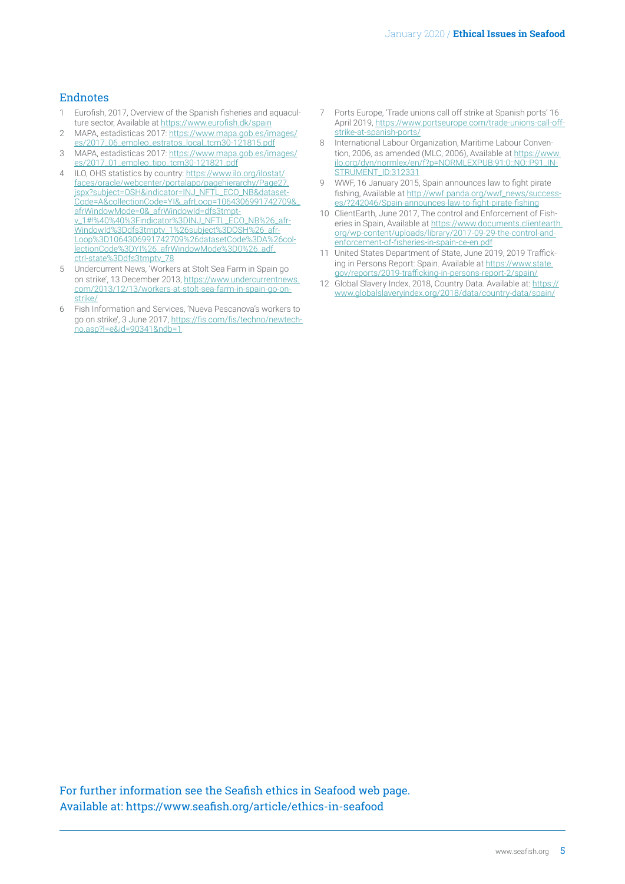## Endnotes

1. Eurofish, 2017, Overview of the Spanish fisheries and aquaculture sector, Available at https://www.eurofish.dk/spain
2. MAPA, estadisticas 2017: https://www.mapa.gob.es/images/es/2017_06_empleo_estratos_local_tcm30-121815.pdf
3. MAPA, estadisticas 2017: https://www.mapa.gob.es/images/es/2017_01_empleo_tipo_tcm30-121821.pdf
4. ILO, OHS statistics by country: https://www.ilo.org/ilostat/faces/oracle/webcenter/portalapp/pagehierarchy/Page27.jspx?subject=OSH&indicator=INJ_NFTL_ECO_NB&datasetCode=A&collectionCode=YI&_afrLoop=1064306991742709&_afrWindowMode=0&_afrWindowId=dfs3tmpt-v_1#!%40%40%3Findicator%3DINJ_NFTL_ECO_NB%26_afrWindowId%3Ddfs3tmptv_1%26subject%3DOSH%26_afrLoop%3D1064306991742709%26datasetCode%3DA%26collectionCode%3DYI%26_afrWindowMode%3D0%26_adf.ctrl-state%3Ddfs3tmptv_78
5. Undercurrent News, 'Workers at Stolt Sea Farm in Spain go on strike', 13 December 2013, https://www.undercurrentnews.com/2013/12/13/workers-at-stolt-sea-farm-in-spain-go-on-strike/
6. Fish Information and Services, 'Nueva Pescanova's workers to go on strike', 3 June 2017, https://fis.com/fis/techno/newtechno.asp?l=e&id=90341&ndb=1
7. Ports Europe, 'Trade unions call off strike at Spanish ports' 16 April 2019, https://www.portseurope.com/trade-unions-call-off-strike-at-spanish-ports/
8. International Labour Organization, Maritime Labour Convention, 2006, as amended (MLC, 2006), Available at https://www.ilo.org/dyn/normlex/en/f?p=NORMLEXPUB:91:0::NO::P91_INSTRUMENT_ID:312331
9. WWF, 16 January 2015, Spain announces law to fight pirate fishing, Available at http://wwf.panda.org/wwf_news/successes/?242046/Spain-announces-law-to-fight-pirate-fishing
10. ClientEarth, June 2017, The control and Enforcement of Fisheries in Spain, Available at https://www.documents.clientearth.org/wp-content/uploads/library/2017-09-29-the-control-and-enforcement-of-fisheries-in-spain-ce-en.pdf
11. United States Department of State, June 2019, 2019 Trafficking in Persons Report: Spain. Available at https://www.state.gov/reports/2019-trafficking-in-persons-report-2/spain/
12. Global Slavery Index, 2018, Country Data. Available at: https://www.globalslaveryindex.org/2018/data/country-data/spain/

For further information see the Seafish ethics in Seafood web page.
Available at: https://www.seafish.org/article/ethics-in-seafood